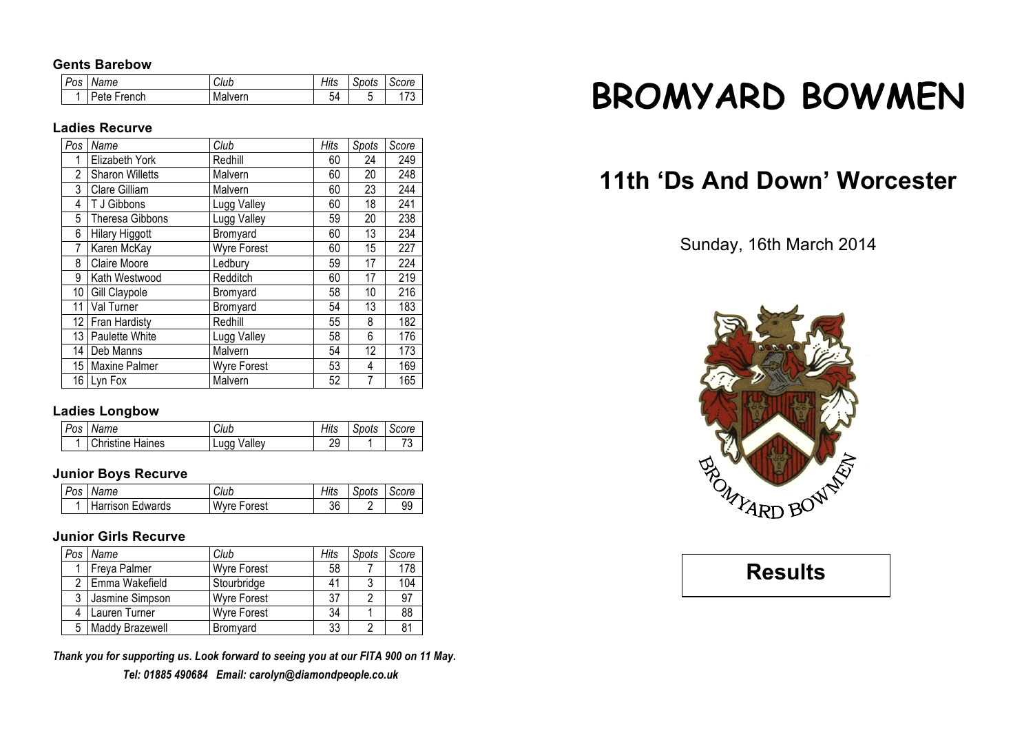# BROMYARD BOWMEN

## 11th 'Ds And Down' Worcester

Sunday, 16th March 2014

## Results

### Gents Barebow

| Pos | Name | Club | Hits | Spots | Score |
|---|---|---|---|---|---|
| 1 | Pete French | Malvern | 54 | 5 | 173 |

### Ladies Recurve

| Pos | Name | Club | Hits | Spots | Score |
|---|---|---|---|---|---|
| 1 | Elizabeth York | Redhill | 60 | 24 | 249 |
| 2 | Sharon Willetts | Malvern | 60 | 20 | 248 |
| 3 | Clare Gilliam | Malvern | 60 | 23 | 244 |
| 4 | T J Gibbons | Lugg Valley | 60 | 18 | 241 |
| 5 | Theresa Gibbons | Lugg Valley | 59 | 20 | 238 |
| 6 | Hilary Higgott | Bromyard | 60 | 13 | 234 |
| 7 | Karen McKay | Wyre Forest | 60 | 15 | 227 |
| 8 | Claire Moore | Ledbury | 59 | 17 | 224 |
| 9 | Kath Westwood | Redditch | 60 | 17 | 219 |
| 10 | Gill Claypole | Bromyard | 58 | 10 | 216 |
| 11 | Val Turner | Bromyard | 54 | 13 | 183 |
| 12 | Fran Hardisty | Redhill | 55 | 8 | 182 |
| 13 | Paulette White | Lugg Valley | 58 | 6 | 176 |
| 14 | Deb Manns | Malvern | 54 | 12 | 173 |
| 15 | Maxine Palmer | Wyre Forest | 53 | 4 | 169 |
| 16 | Lyn Fox | Malvern | 52 | 7 | 165 |

### Ladies Longbow

| Pos | Name | Club | Hits | Spots | Score |
|---|---|---|---|---|---|
| 1 | Christine Haines | Lugg Valley | 29 | 1 | 73 |

### Junior Boys Recurve

| Pos | Name | Club | Hits | Spots | Score |
|---|---|---|---|---|---|
| 1 | Harrison Edwards | Wyre Forest | 36 | 2 | 99 |

### Junior Girls Recurve

| Pos | Name | Club | Hits | Spots | Score |
|---|---|---|---|---|---|
| 1 | Freya Palmer | Wyre Forest | 58 | 7 | 178 |
| 2 | Emma Wakefield | Stourbridge | 41 | 3 | 104 |
| 3 | Jasmine Simpson | Wyre Forest | 37 | 2 | 97 |
| 4 | Lauren Turner | Wyre Forest | 34 | 1 | 88 |
| 5 | Maddy Brazewell | Bromyard | 33 | 2 | 81 |

***Thank you for supporting us. Look forward to seeing you at our FITA 900 on 11 May.***

***Tel: 01885 490684 Email: carolyn@diamondpeople.co.uk***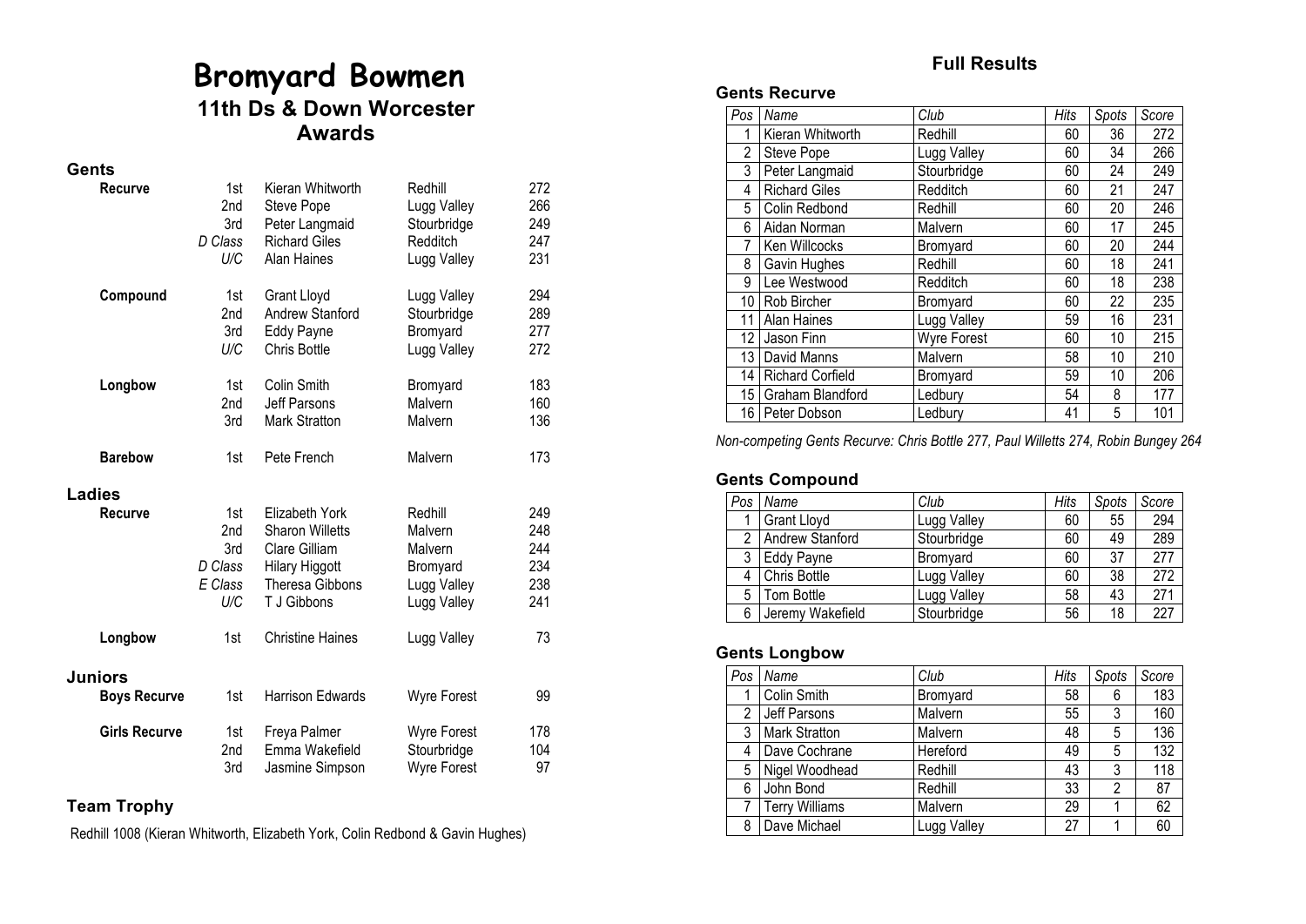# Bromyard Bowmen

## 11th Ds & Down Worcester

## Awards

### Gents

| | | | | |
|---|---|---|---|---|
| **Recurve** | 1st | Kieran Whitworth | Redhill | 272 |
| | 2nd | Steve Pope | Lugg Valley | 266 |
| | 3rd | Peter Langmaid | Stourbridge | 249 |
| | *D Class* | Richard Giles | Redditch | 247 |
| | *U/C* | Alan Haines | Lugg Valley | 231 |
| **Compound** | 1st | Grant Lloyd | Lugg Valley | 294 |
| | 2nd | Andrew Stanford | Stourbridge | 289 |
| | 3rd | Eddy Payne | Bromyard | 277 |
| | *U/C* | Chris Bottle | Lugg Valley | 272 |
| **Longbow** | 1st | Colin Smith | Bromyard | 183 |
| | 2nd | Jeff Parsons | Malvern | 160 |
| | 3rd | Mark Stratton | Malvern | 136 |
| **Barebow** | 1st | Pete French | Malvern | 173 |

### Ladies

| | | | | |
|---|---|---|---|---|
| **Recurve** | 1st | Elizabeth York | Redhill | 249 |
| | 2nd | Sharon Willetts | Malvern | 248 |
| | 3rd | Clare Gilliam | Malvern | 244 |
| | *D Class* | Hilary Higgott | Bromyard | 234 |
| | *E Class* | Theresa Gibbons | Lugg Valley | 238 |
| | *U/C* | T J Gibbons | Lugg Valley | 241 |
| **Longbow** | 1st | Christine Haines | Lugg Valley | 73 |

### Juniors

| | | | | |
|---|---|---|---|---|
| **Boys Recurve** | 1st | Harrison Edwards | Wyre Forest | 99 |
| **Girls Recurve** | 1st | Freya Palmer | Wyre Forest | 178 |
| | 2nd | Emma Wakefield | Stourbridge | 104 |
| | 3rd | Jasmine Simpson | Wyre Forest | 97 |

### Team Trophy

Redhill 1008 (Kieran Whitworth, Elizabeth York, Colin Redbond & Gavin Hughes)

## Full Results

### Gents Recurve

| *Pos* | *Name* | *Club* | *Hits* | *Spots* | *Score* |
|---|---|---|---|---|---|
| 1 | Kieran Whitworth | Redhill | 60 | 36 | 272 |
| 2 | Steve Pope | Lugg Valley | 60 | 34 | 266 |
| 3 | Peter Langmaid | Stourbridge | 60 | 24 | 249 |
| 4 | Richard Giles | Redditch | 60 | 21 | 247 |
| 5 | Colin Redbond | Redhill | 60 | 20 | 246 |
| 6 | Aidan Norman | Malvern | 60 | 17 | 245 |
| 7 | Ken Willcocks | Bromyard | 60 | 20 | 244 |
| 8 | Gavin Hughes | Redhill | 60 | 18 | 241 |
| 9 | Lee Westwood | Redditch | 60 | 18 | 238 |
| 10 | Rob Bircher | Bromyard | 60 | 22 | 235 |
| 11 | Alan Haines | Lugg Valley | 59 | 16 | 231 |
| 12 | Jason Finn | Wyre Forest | 60 | 10 | 215 |
| 13 | David Manns | Malvern | 58 | 10 | 210 |
| 14 | Richard Corfield | Bromyard | 59 | 10 | 206 |
| 15 | Graham Blandford | Ledbury | 54 | 8 | 177 |
| 16 | Peter Dobson | Ledbury | 41 | 5 | 101 |

*Non-competing Gents Recurve: Chris Bottle 277, Paul Willetts 274, Robin Bungey 264*

### Gents Compound

| *Pos* | *Name* | *Club* | *Hits* | *Spots* | *Score* |
|---|---|---|---|---|---|
| 1 | Grant Lloyd | Lugg Valley | 60 | 55 | 294 |
| 2 | Andrew Stanford | Stourbridge | 60 | 49 | 289 |
| 3 | Eddy Payne | Bromyard | 60 | 37 | 277 |
| 4 | Chris Bottle | Lugg Valley | 60 | 38 | 272 |
| 5 | Tom Bottle | Lugg Valley | 58 | 43 | 271 |
| 6 | Jeremy Wakefield | Stourbridge | 56 | 18 | 227 |

### Gents Longbow

| *Pos* | *Name* | *Club* | *Hits* | *Spots* | *Score* |
|---|---|---|---|---|---|
| 1 | Colin Smith | Bromyard | 58 | 6 | 183 |
| 2 | Jeff Parsons | Malvern | 55 | 3 | 160 |
| 3 | Mark Stratton | Malvern | 48 | 5 | 136 |
| 4 | Dave Cochrane | Hereford | 49 | 5 | 132 |
| 5 | Nigel Woodhead | Redhill | 43 | 3 | 118 |
| 6 | John Bond | Redhill | 33 | 2 | 87 |
| 7 | Terry Williams | Malvern | 29 | 1 | 62 |
| 8 | Dave Michael | Lugg Valley | 27 | 1 | 60 |